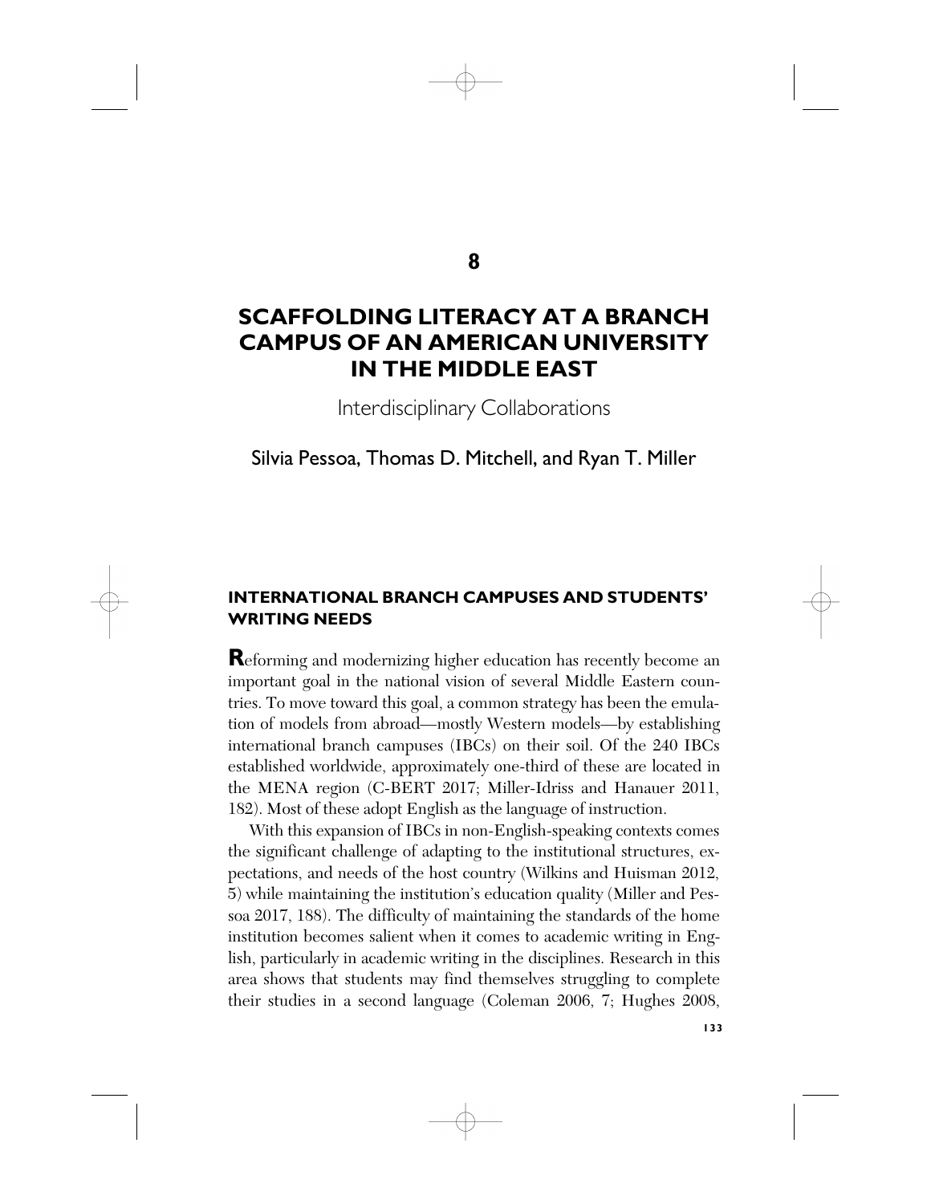# 8

# SCAFFOLDING LITERACY AT A BRANCH CAMPUS OF AN AMERICAN UNIVERSITY IN THE MIDDLE EAST

## Interdisciplinary Collaborations

Silvia Pessoa, Thomas D. Mitchell, and Ryan T. Miller

## INTERNATIONAL BRANCH CAMPUSES AND STUDENTS' WRITING NEEDS

**R**eforming and modernizing higher education has recently become an important goal in the national vision of several Middle Eastern countries. To move toward this goal, a common strategy has been the emulation of models from abroad—mostly Western models—by establishing international branch campuses (IBCs) on their soil. Of the 240 IBCs established worldwide, approximately one-third of these are located in the MENA region (C-BERT 2017; Miller-Idriss and Hanauer 2011, 182). Most of these adopt English as the language of instruction.

With this expansion of IBCs in non-English-speaking contexts comes the significant challenge of adapting to the institutional structures, expectations, and needs of the host country (Wilkins and Huisman 2012, 5) while maintaining the institution's education quality (Miller and Pessoa 2017, 188). The difficulty of maintaining the standards of the home institution becomes salient when it comes to academic writing in English, particularly in academic writing in the disciplines. Research in this area shows that students may find themselves struggling to complete their studies in a second language (Coleman 2006, 7; Hughes 2008,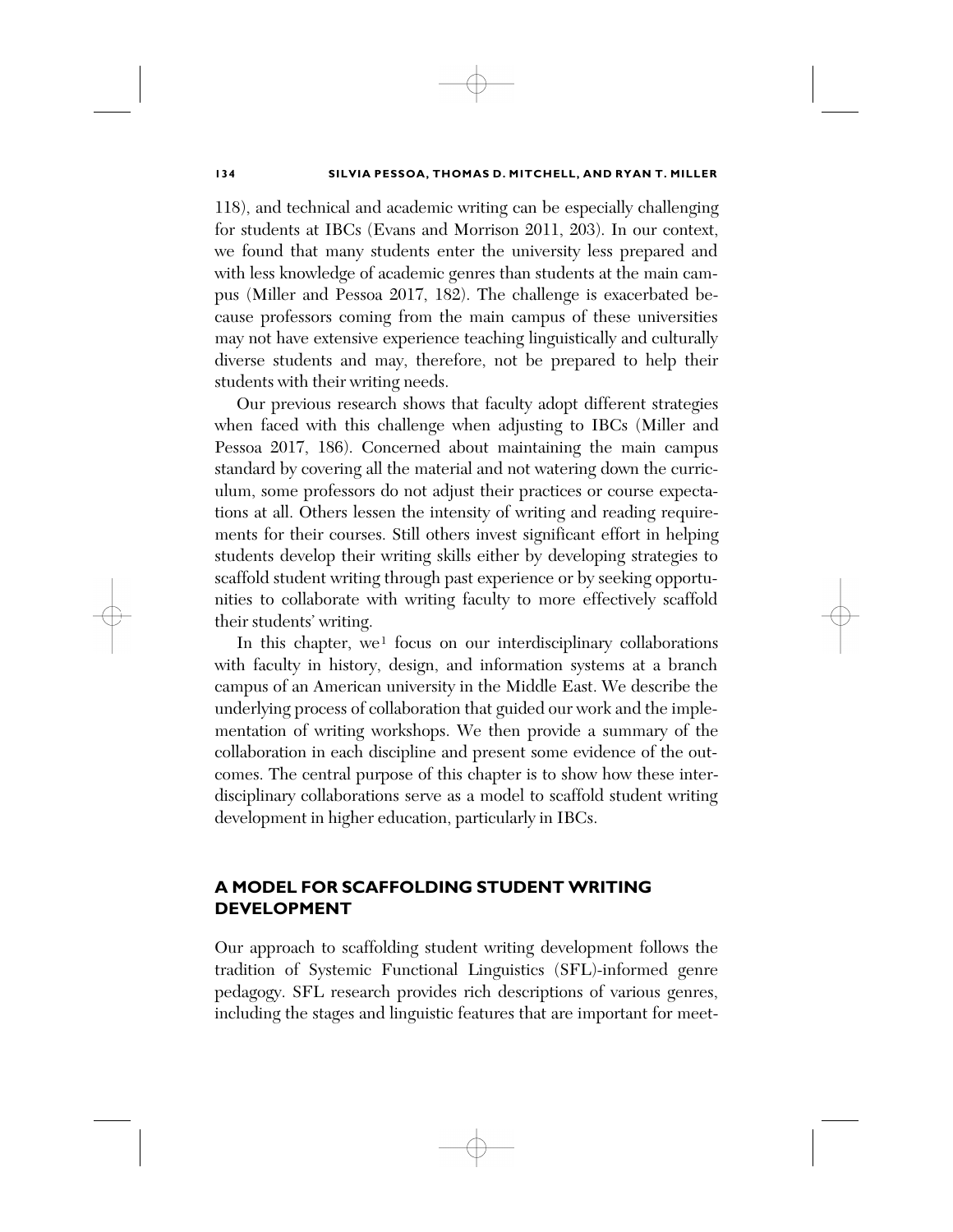118), and technical and academic writing can be especially challenging for students at IBCs (Evans and Morrison 2011, 203). In our context, we found that many students enter the university less prepared and with less knowledge of academic genres than students at the main campus (Miller and Pessoa 2017, 182). The challenge is exacerbated because professors coming from the main campus of these universities may not have extensive experience teaching linguistically and culturally diverse students and may, therefore, not be prepared to help their students with their writing needs.

Our previous research shows that faculty adopt different strategies when faced with this challenge when adjusting to IBCs (Miller and Pessoa 2017, 186). Concerned about maintaining the main campus standard by covering all the material and not watering down the curriculum, some professors do not adjust their practices or course expectations at all. Others lessen the intensity of writing and reading requirements for their courses. Still others invest significant effort in helping students develop their writing skills either by developing strategies to scaffold student writing through past experience or by seeking opportunities to collaborate with writing faculty to more effectively scaffold their students' writing.

In this chapter, we[1] focus on our interdisciplinary collaborations with faculty in history, design, and information systems at a branch campus of an American university in the Middle East. We describe the underlying process of collaboration that guided our work and the implementation of writing workshops. We then provide a summary of the collaboration in each discipline and present some evidence of the outcomes. The central purpose of this chapter is to show how these interdisciplinary collaborations serve as a model to scaffold student writing development in higher education, particularly in IBCs.

## A MODEL FOR SCAFFOLDING STUDENT WRITING DEVELOPMENT

Our approach to scaffolding student writing development follows the tradition of Systemic Functional Linguistics (SFL)-informed genre pedagogy. SFL research provides rich descriptions of various genres, including the stages and linguistic features that are important for meet-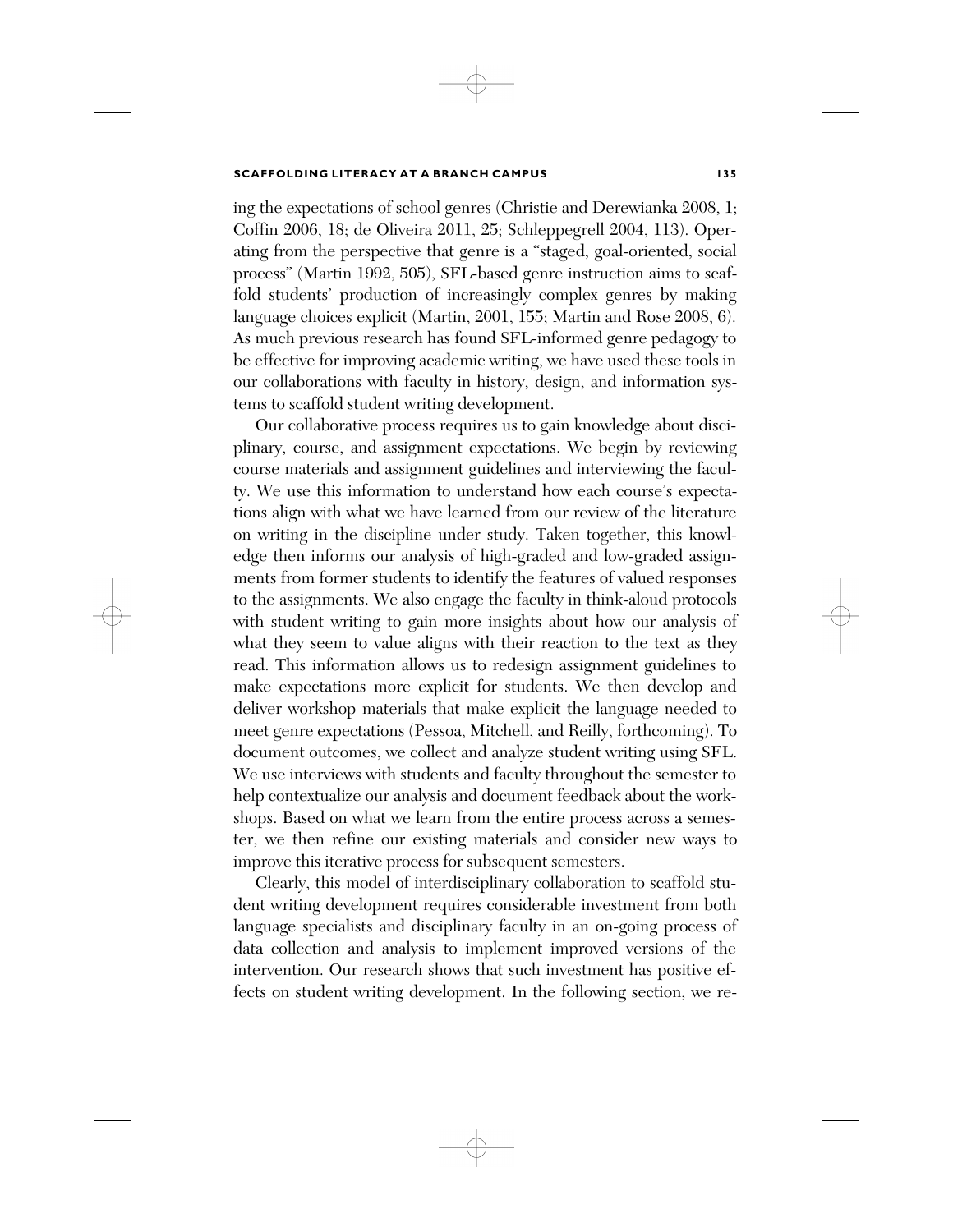ing the expectations of school genres (Christie and Derewianka 2008, 1; Coffin 2006, 18; de Oliveira 2011, 25; Schleppegrell 2004, 113). Operating from the perspective that genre is a "staged, goal-oriented, social process" (Martin 1992, 505), SFL-based genre instruction aims to scaffold students' production of increasingly complex genres by making language choices explicit (Martin, 2001, 155; Martin and Rose 2008, 6). As much previous research has found SFL-informed genre pedagogy to be effective for improving academic writing, we have used these tools in our collaborations with faculty in history, design, and information systems to scaffold student writing development.

Our collaborative process requires us to gain knowledge about disciplinary, course, and assignment expectations. We begin by reviewing course materials and assignment guidelines and interviewing the faculty. We use this information to understand how each course's expectations align with what we have learned from our review of the literature on writing in the discipline under study. Taken together, this knowledge then informs our analysis of high-graded and low-graded assignments from former students to identify the features of valued responses to the assignments. We also engage the faculty in think-aloud protocols with student writing to gain more insights about how our analysis of what they seem to value aligns with their reaction to the text as they read. This information allows us to redesign assignment guidelines to make expectations more explicit for students. We then develop and deliver workshop materials that make explicit the language needed to meet genre expectations (Pessoa, Mitchell, and Reilly, forthcoming). To document outcomes, we collect and analyze student writing using SFL. We use interviews with students and faculty throughout the semester to help contextualize our analysis and document feedback about the workshops. Based on what we learn from the entire process across a semester, we then refine our existing materials and consider new ways to improve this iterative process for subsequent semesters.

Clearly, this model of interdisciplinary collaboration to scaffold student writing development requires considerable investment from both language specialists and disciplinary faculty in an on-going process of data collection and analysis to implement improved versions of the intervention. Our research shows that such investment has positive effects on student writing development. In the following section, we re-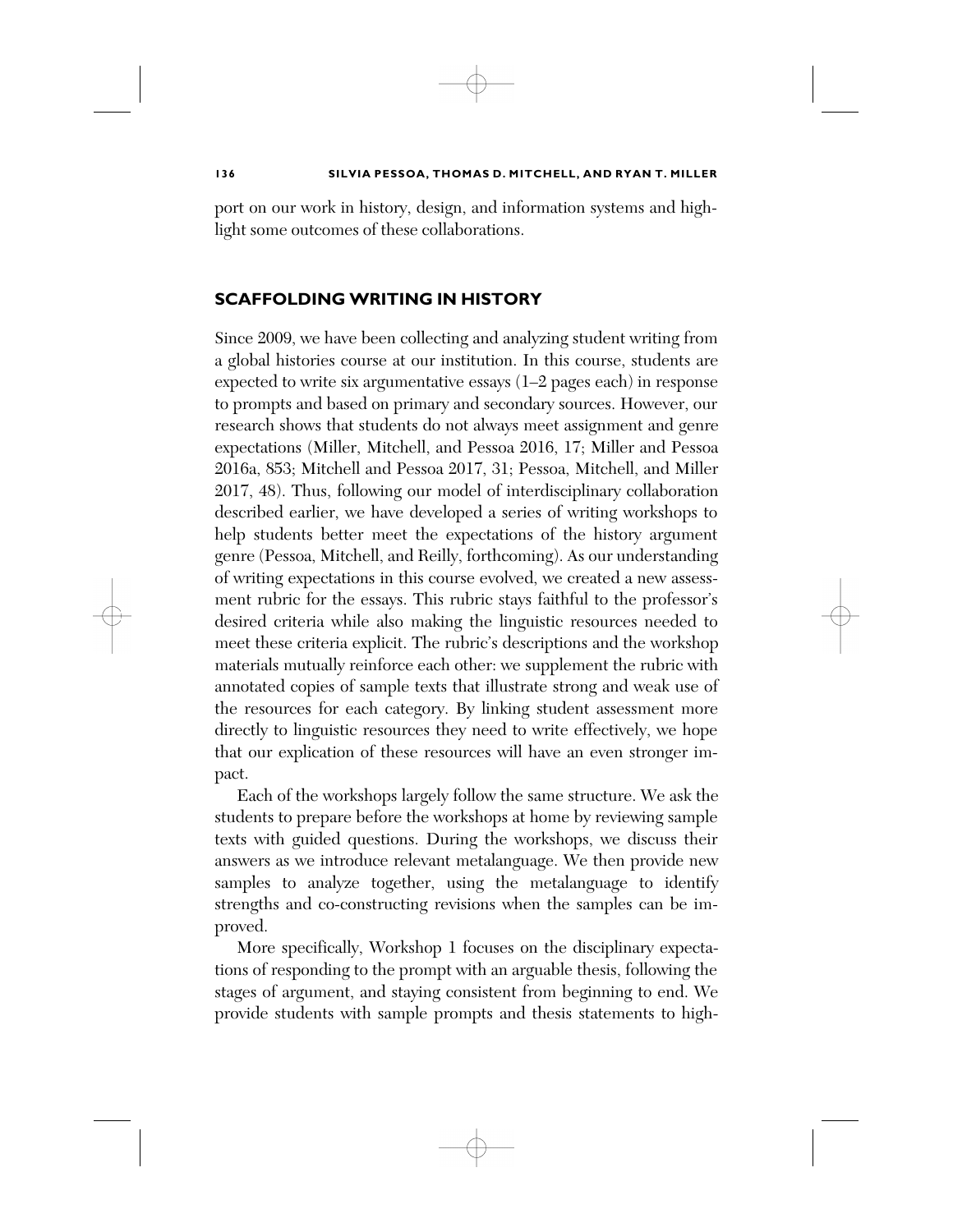port on our work in history, design, and information systems and highlight some outcomes of these collaborations.

## SCAFFOLDING WRITING IN HISTORY

Since 2009, we have been collecting and analyzing student writing from a global histories course at our institution. In this course, students are expected to write six argumentative essays (1–2 pages each) in response to prompts and based on primary and secondary sources. However, our research shows that students do not always meet assignment and genre expectations (Miller, Mitchell, and Pessoa 2016, 17; Miller and Pessoa 2016a, 853; Mitchell and Pessoa 2017, 31; Pessoa, Mitchell, and Miller 2017, 48). Thus, following our model of interdisciplinary collaboration described earlier, we have developed a series of writing workshops to help students better meet the expectations of the history argument genre (Pessoa, Mitchell, and Reilly, forthcoming). As our understanding of writing expectations in this course evolved, we created a new assessment rubric for the essays. This rubric stays faithful to the professor's desired criteria while also making the linguistic resources needed to meet these criteria explicit. The rubric's descriptions and the workshop materials mutually reinforce each other: we supplement the rubric with annotated copies of sample texts that illustrate strong and weak use of the resources for each category. By linking student assessment more directly to linguistic resources they need to write effectively, we hope that our explication of these resources will have an even stronger impact.

Each of the workshops largely follow the same structure. We ask the students to prepare before the workshops at home by reviewing sample texts with guided questions. During the workshops, we discuss their answers as we introduce relevant metalanguage. We then provide new samples to analyze together, using the metalanguage to identify strengths and co-constructing revisions when the samples can be improved.

More specifically, Workshop 1 focuses on the disciplinary expectations of responding to the prompt with an arguable thesis, following the stages of argument, and staying consistent from beginning to end. We provide students with sample prompts and thesis statements to high-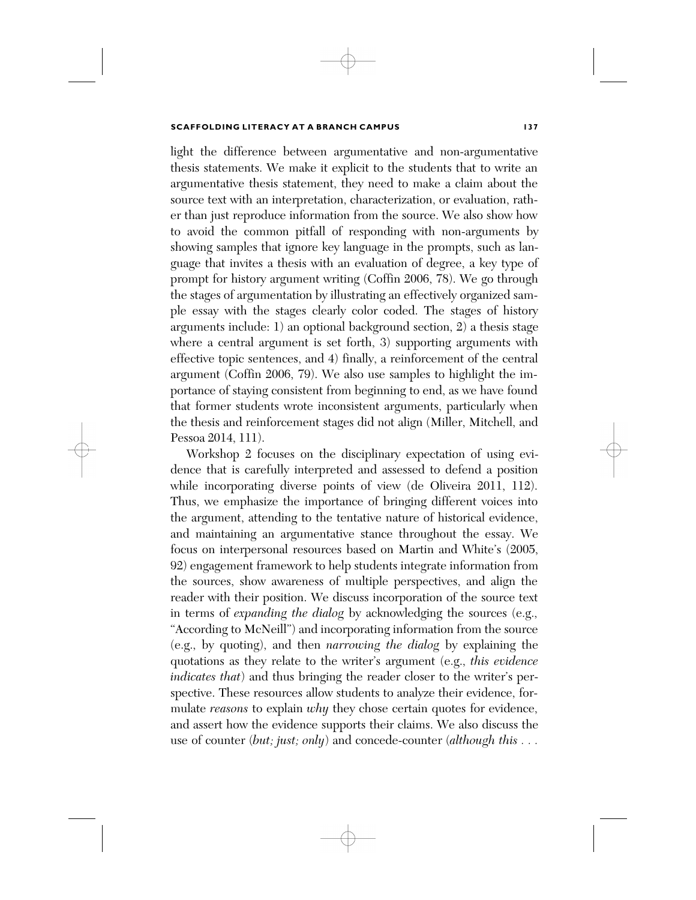light the difference between argumentative and non-argumentative thesis statements. We make it explicit to the students that to write an argumentative thesis statement, they need to make a claim about the source text with an interpretation, characterization, or evaluation, rather than just reproduce information from the source. We also show how to avoid the common pitfall of responding with non-arguments by showing samples that ignore key language in the prompts, such as language that invites a thesis with an evaluation of degree, a key type of prompt for history argument writing (Coffin 2006, 78). We go through the stages of argumentation by illustrating an effectively organized sample essay with the stages clearly color coded. The stages of history arguments include: 1) an optional background section, 2) a thesis stage where a central argument is set forth, 3) supporting arguments with effective topic sentences, and 4) finally, a reinforcement of the central argument (Coffin 2006, 79). We also use samples to highlight the importance of staying consistent from beginning to end, as we have found that former students wrote inconsistent arguments, particularly when the thesis and reinforcement stages did not align (Miller, Mitchell, and Pessoa 2014, 111).

Workshop 2 focuses on the disciplinary expectation of using evidence that is carefully interpreted and assessed to defend a position while incorporating diverse points of view (de Oliveira 2011, 112). Thus, we emphasize the importance of bringing different voices into the argument, attending to the tentative nature of historical evidence, and maintaining an argumentative stance throughout the essay. We focus on interpersonal resources based on Martin and White's (2005, 92) engagement framework to help students integrate information from the sources, show awareness of multiple perspectives, and align the reader with their position. We discuss incorporation of the source text in terms of *expanding the dialog* by acknowledging the sources (e.g., "According to McNeill") and incorporating information from the source (e.g., by quoting), and then *narrowing the dialog* by explaining the quotations as they relate to the writer's argument (e.g., *this evidence indicates that*) and thus bringing the reader closer to the writer's perspective. These resources allow students to analyze their evidence, formulate *reasons* to explain *why* they chose certain quotes for evidence, and assert how the evidence supports their claims. We also discuss the use of counter (*but; just; only*) and concede-counter (*although this . . .*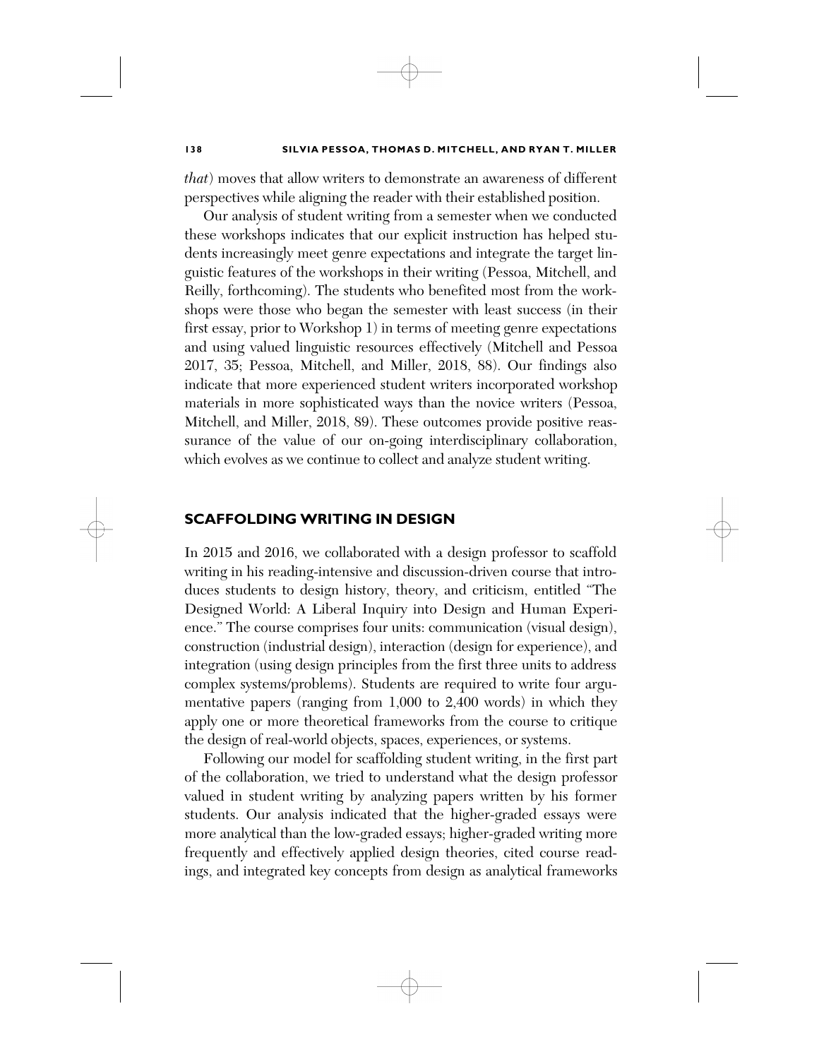*that*) moves that allow writers to demonstrate an awareness of different perspectives while aligning the reader with their established position.

Our analysis of student writing from a semester when we conducted these workshops indicates that our explicit instruction has helped students increasingly meet genre expectations and integrate the target linguistic features of the workshops in their writing (Pessoa, Mitchell, and Reilly, forthcoming). The students who benefited most from the workshops were those who began the semester with least success (in their first essay, prior to Workshop 1) in terms of meeting genre expectations and using valued linguistic resources effectively (Mitchell and Pessoa 2017, 35; Pessoa, Mitchell, and Miller, 2018, 88). Our findings also indicate that more experienced student writers incorporated workshop materials in more sophisticated ways than the novice writers (Pessoa, Mitchell, and Miller, 2018, 89). These outcomes provide positive reassurance of the value of our on-going interdisciplinary collaboration, which evolves as we continue to collect and analyze student writing.

## SCAFFOLDING WRITING IN DESIGN

In 2015 and 2016, we collaborated with a design professor to scaffold writing in his reading-intensive and discussion-driven course that introduces students to design history, theory, and criticism, entitled "The Designed World: A Liberal Inquiry into Design and Human Experience." The course comprises four units: communication (visual design), construction (industrial design), interaction (design for experience), and integration (using design principles from the first three units to address complex systems/problems). Students are required to write four argumentative papers (ranging from 1,000 to 2,400 words) in which they apply one or more theoretical frameworks from the course to critique the design of real-world objects, spaces, experiences, or systems.

Following our model for scaffolding student writing, in the first part of the collaboration, we tried to understand what the design professor valued in student writing by analyzing papers written by his former students. Our analysis indicated that the higher-graded essays were more analytical than the low-graded essays; higher-graded writing more frequently and effectively applied design theories, cited course readings, and integrated key concepts from design as analytical frameworks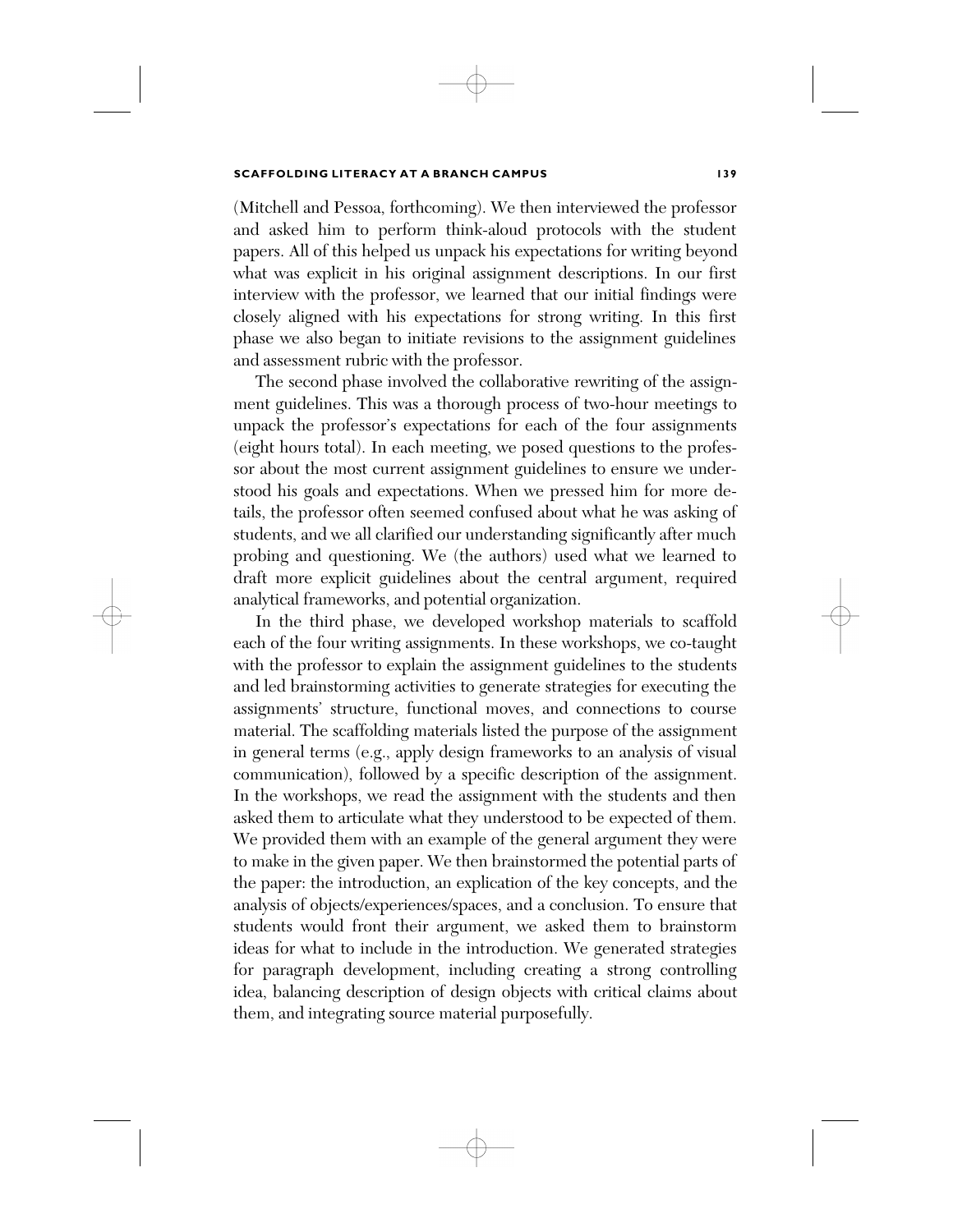(Mitchell and Pessoa, forthcoming). We then interviewed the professor and asked him to perform think-aloud protocols with the student papers. All of this helped us unpack his expectations for writing beyond what was explicit in his original assignment descriptions. In our first interview with the professor, we learned that our initial findings were closely aligned with his expectations for strong writing. In this first phase we also began to initiate revisions to the assignment guidelines and assessment rubric with the professor.

The second phase involved the collaborative rewriting of the assignment guidelines. This was a thorough process of two-hour meetings to unpack the professor's expectations for each of the four assignments (eight hours total). In each meeting, we posed questions to the professor about the most current assignment guidelines to ensure we understood his goals and expectations. When we pressed him for more details, the professor often seemed confused about what he was asking of students, and we all clarified our understanding significantly after much probing and questioning. We (the authors) used what we learned to draft more explicit guidelines about the central argument, required analytical frameworks, and potential organization.

In the third phase, we developed workshop materials to scaffold each of the four writing assignments. In these workshops, we co-taught with the professor to explain the assignment guidelines to the students and led brainstorming activities to generate strategies for executing the assignments' structure, functional moves, and connections to course material. The scaffolding materials listed the purpose of the assignment in general terms (e.g., apply design frameworks to an analysis of visual communication), followed by a specific description of the assignment. In the workshops, we read the assignment with the students and then asked them to articulate what they understood to be expected of them. We provided them with an example of the general argument they were to make in the given paper. We then brainstormed the potential parts of the paper: the introduction, an explication of the key concepts, and the analysis of objects/experiences/spaces, and a conclusion. To ensure that students would front their argument, we asked them to brainstorm ideas for what to include in the introduction. We generated strategies for paragraph development, including creating a strong controlling idea, balancing description of design objects with critical claims about them, and integrating source material purposefully.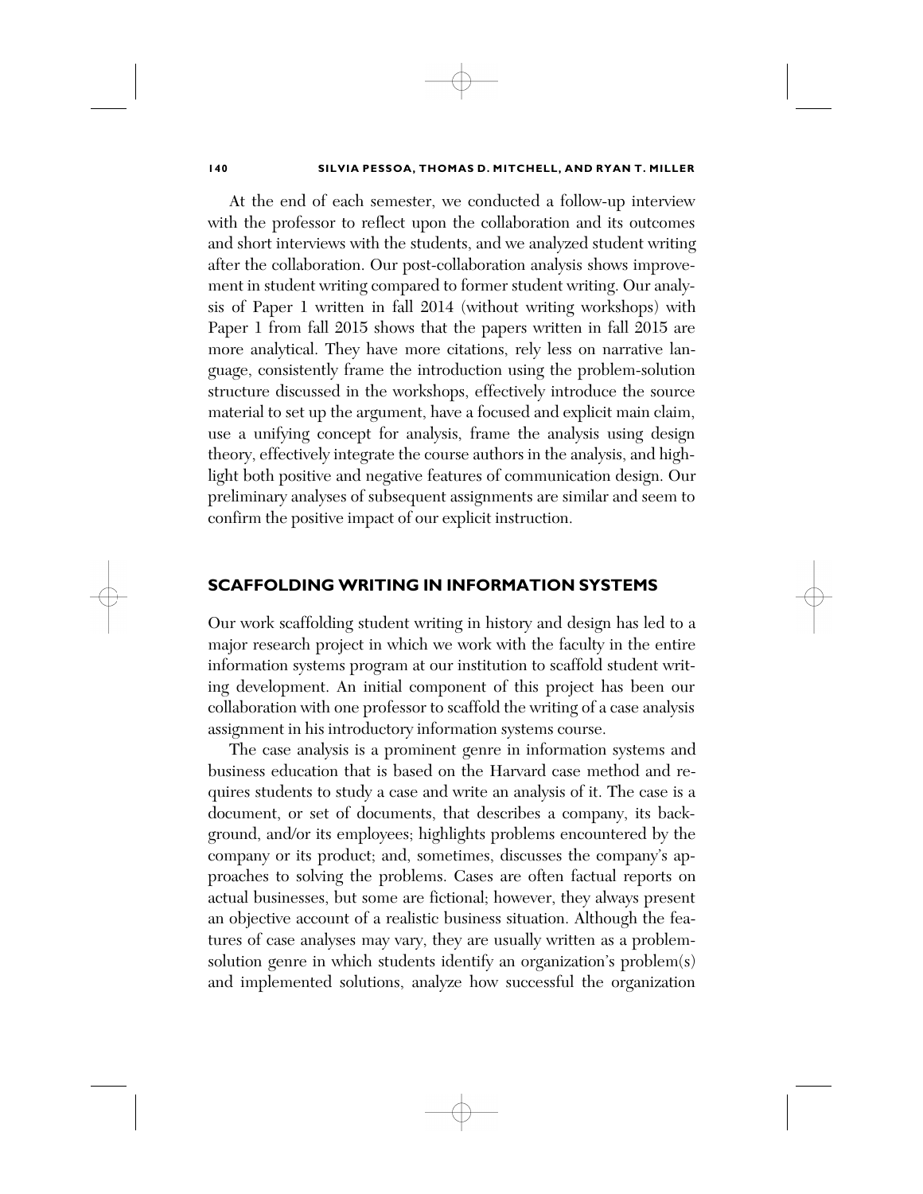At the end of each semester, we conducted a follow-up interview with the professor to reflect upon the collaboration and its outcomes and short interviews with the students, and we analyzed student writing after the collaboration. Our post-collaboration analysis shows improvement in student writing compared to former student writing. Our analysis of Paper 1 written in fall 2014 (without writing workshops) with Paper 1 from fall 2015 shows that the papers written in fall 2015 are more analytical. They have more citations, rely less on narrative language, consistently frame the introduction using the problem-solution structure discussed in the workshops, effectively introduce the source material to set up the argument, have a focused and explicit main claim, use a unifying concept for analysis, frame the analysis using design theory, effectively integrate the course authors in the analysis, and highlight both positive and negative features of communication design. Our preliminary analyses of subsequent assignments are similar and seem to confirm the positive impact of our explicit instruction.

## SCAFFOLDING WRITING IN INFORMATION SYSTEMS

Our work scaffolding student writing in history and design has led to a major research project in which we work with the faculty in the entire information systems program at our institution to scaffold student writing development. An initial component of this project has been our collaboration with one professor to scaffold the writing of a case analysis assignment in his introductory information systems course.

The case analysis is a prominent genre in information systems and business education that is based on the Harvard case method and requires students to study a case and write an analysis of it. The case is a document, or set of documents, that describes a company, its background, and/or its employees; highlights problems encountered by the company or its product; and, sometimes, discusses the company's approaches to solving the problems. Cases are often factual reports on actual businesses, but some are fictional; however, they always present an objective account of a realistic business situation. Although the features of case analyses may vary, they are usually written as a problem-solution genre in which students identify an organization's problem(s) and implemented solutions, analyze how successful the organization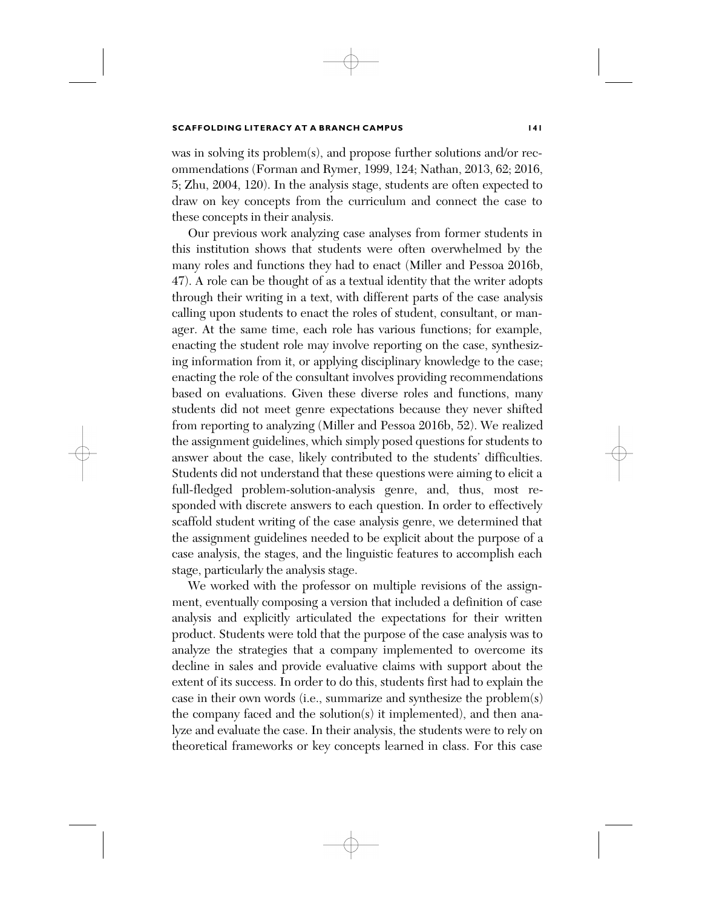was in solving its problem(s), and propose further solutions and/or recommendations (Forman and Rymer, 1999, 124; Nathan, 2013, 62; 2016, 5; Zhu, 2004, 120). In the analysis stage, students are often expected to draw on key concepts from the curriculum and connect the case to these concepts in their analysis.

Our previous work analyzing case analyses from former students in this institution shows that students were often overwhelmed by the many roles and functions they had to enact (Miller and Pessoa 2016b, 47). A role can be thought of as a textual identity that the writer adopts through their writing in a text, with different parts of the case analysis calling upon students to enact the roles of student, consultant, or manager. At the same time, each role has various functions; for example, enacting the student role may involve reporting on the case, synthesizing information from it, or applying disciplinary knowledge to the case; enacting the role of the consultant involves providing recommendations based on evaluations. Given these diverse roles and functions, many students did not meet genre expectations because they never shifted from reporting to analyzing (Miller and Pessoa 2016b, 52). We realized the assignment guidelines, which simply posed questions for students to answer about the case, likely contributed to the students' difficulties. Students did not understand that these questions were aiming to elicit a full-fledged problem-solution-analysis genre, and, thus, most responded with discrete answers to each question. In order to effectively scaffold student writing of the case analysis genre, we determined that the assignment guidelines needed to be explicit about the purpose of a case analysis, the stages, and the linguistic features to accomplish each stage, particularly the analysis stage.

We worked with the professor on multiple revisions of the assignment, eventually composing a version that included a definition of case analysis and explicitly articulated the expectations for their written product. Students were told that the purpose of the case analysis was to analyze the strategies that a company implemented to overcome its decline in sales and provide evaluative claims with support about the extent of its success. In order to do this, students first had to explain the case in their own words (i.e., summarize and synthesize the problem(s) the company faced and the solution(s) it implemented), and then analyze and evaluate the case. In their analysis, the students were to rely on theoretical frameworks or key concepts learned in class. For this case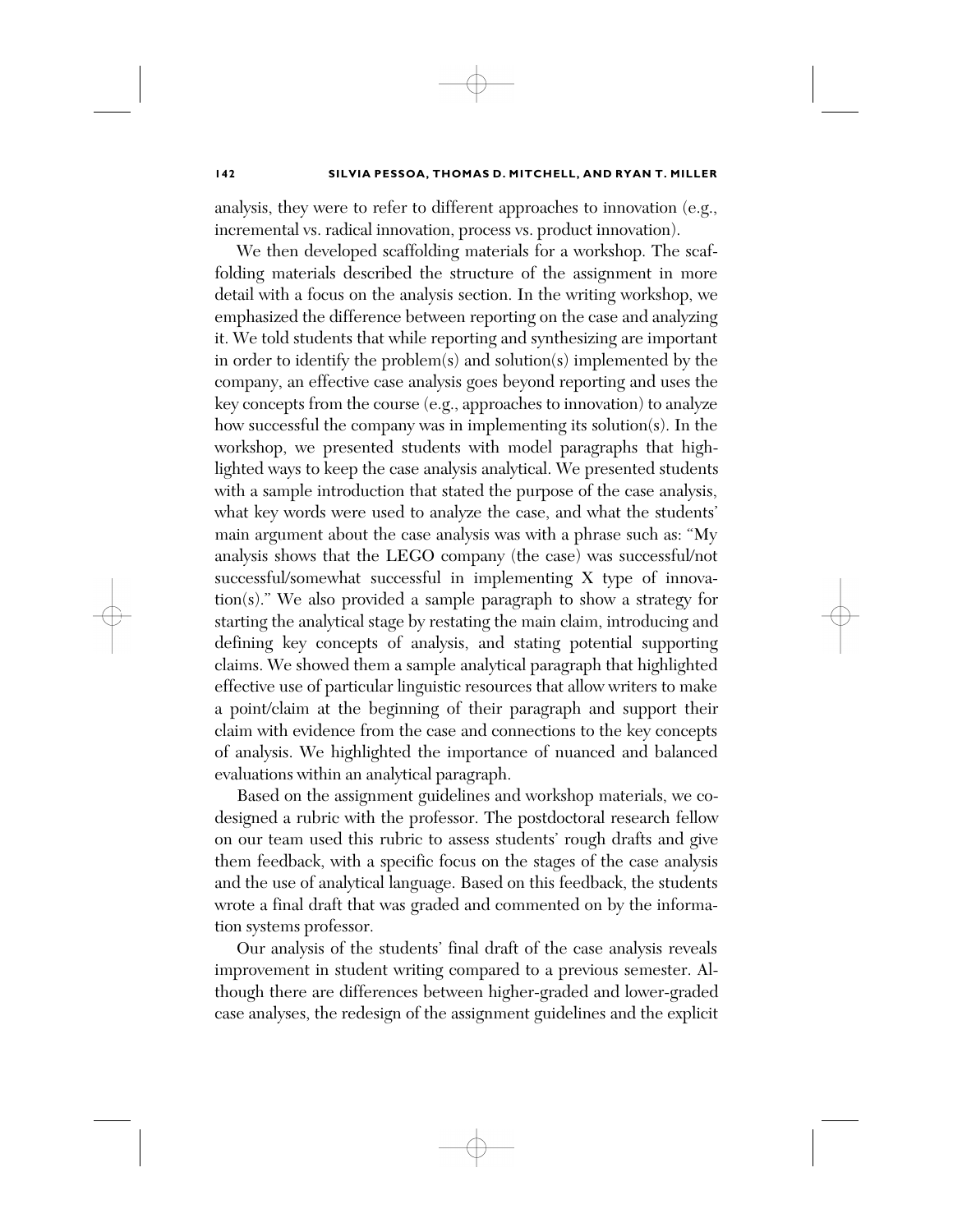analysis, they were to refer to different approaches to innovation (e.g., incremental vs. radical innovation, process vs. product innovation).

We then developed scaffolding materials for a workshop. The scaffolding materials described the structure of the assignment in more detail with a focus on the analysis section. In the writing workshop, we emphasized the difference between reporting on the case and analyzing it. We told students that while reporting and synthesizing are important in order to identify the problem(s) and solution(s) implemented by the company, an effective case analysis goes beyond reporting and uses the key concepts from the course (e.g., approaches to innovation) to analyze how successful the company was in implementing its solution(s). In the workshop, we presented students with model paragraphs that highlighted ways to keep the case analysis analytical. We presented students with a sample introduction that stated the purpose of the case analysis, what key words were used to analyze the case, and what the students' main argument about the case analysis was with a phrase such as: "My analysis shows that the LEGO company (the case) was successful/not successful/somewhat successful in implementing X type of innovation(s)." We also provided a sample paragraph to show a strategy for starting the analytical stage by restating the main claim, introducing and defining key concepts of analysis, and stating potential supporting claims. We showed them a sample analytical paragraph that highlighted effective use of particular linguistic resources that allow writers to make a point/claim at the beginning of their paragraph and support their claim with evidence from the case and connections to the key concepts of analysis. We highlighted the importance of nuanced and balanced evaluations within an analytical paragraph.

Based on the assignment guidelines and workshop materials, we co-designed a rubric with the professor. The postdoctoral research fellow on our team used this rubric to assess students' rough drafts and give them feedback, with a specific focus on the stages of the case analysis and the use of analytical language. Based on this feedback, the students wrote a final draft that was graded and commented on by the information systems professor.

Our analysis of the students' final draft of the case analysis reveals improvement in student writing compared to a previous semester. Although there are differences between higher-graded and lower-graded case analyses, the redesign of the assignment guidelines and the explicit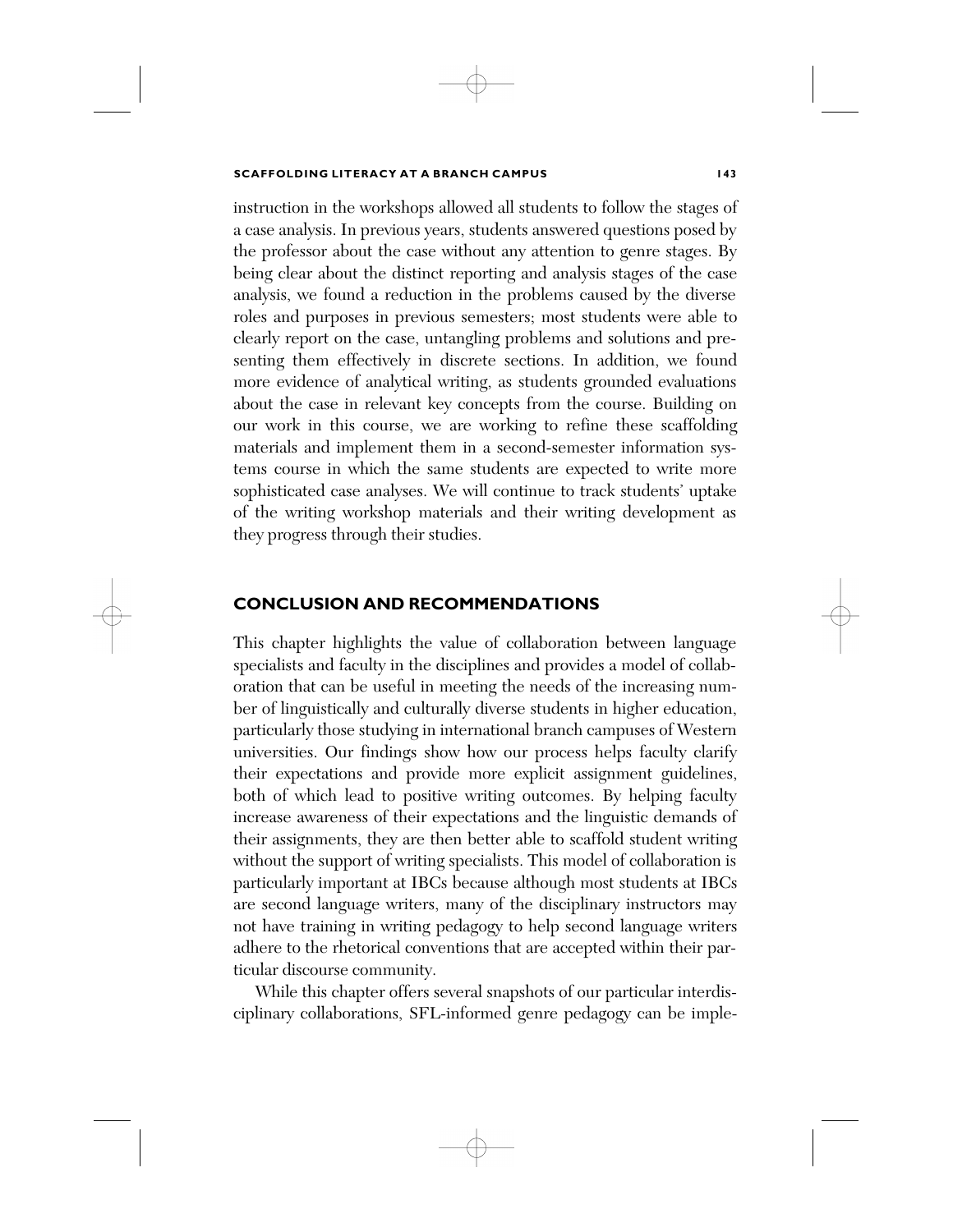instruction in the workshops allowed all students to follow the stages of a case analysis. In previous years, students answered questions posed by the professor about the case without any attention to genre stages. By being clear about the distinct reporting and analysis stages of the case analysis, we found a reduction in the problems caused by the diverse roles and purposes in previous semesters; most students were able to clearly report on the case, untangling problems and solutions and presenting them effectively in discrete sections. In addition, we found more evidence of analytical writing, as students grounded evaluations about the case in relevant key concepts from the course. Building on our work in this course, we are working to refine these scaffolding materials and implement them in a second-semester information systems course in which the same students are expected to write more sophisticated case analyses. We will continue to track students' uptake of the writing workshop materials and their writing development as they progress through their studies.

## CONCLUSION AND RECOMMENDATIONS

This chapter highlights the value of collaboration between language specialists and faculty in the disciplines and provides a model of collaboration that can be useful in meeting the needs of the increasing number of linguistically and culturally diverse students in higher education, particularly those studying in international branch campuses of Western universities. Our findings show how our process helps faculty clarify their expectations and provide more explicit assignment guidelines, both of which lead to positive writing outcomes. By helping faculty increase awareness of their expectations and the linguistic demands of their assignments, they are then better able to scaffold student writing without the support of writing specialists. This model of collaboration is particularly important at IBCs because although most students at IBCs are second language writers, many of the disciplinary instructors may not have training in writing pedagogy to help second language writers adhere to the rhetorical conventions that are accepted within their particular discourse community.

While this chapter offers several snapshots of our particular interdisciplinary collaborations, SFL-informed genre pedagogy can be imple-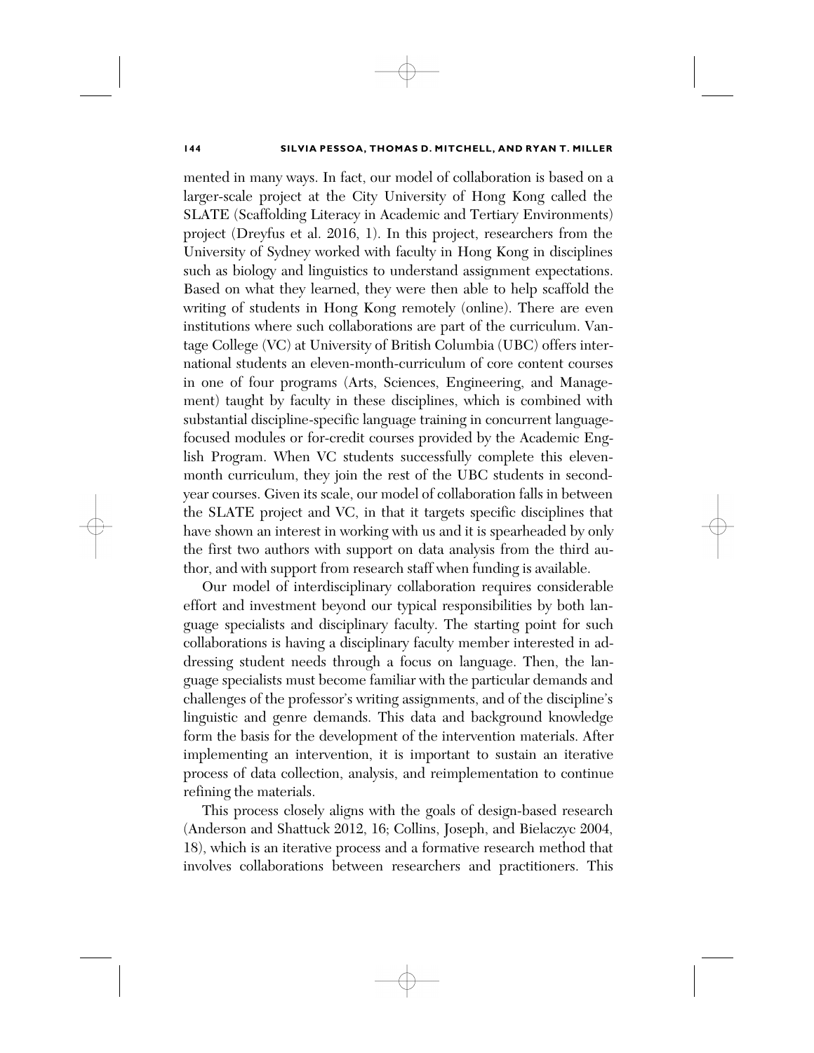mented in many ways. In fact, our model of collaboration is based on a larger-scale project at the City University of Hong Kong called the SLATE (Scaffolding Literacy in Academic and Tertiary Environments) project (Dreyfus et al. 2016, 1). In this project, researchers from the University of Sydney worked with faculty in Hong Kong in disciplines such as biology and linguistics to understand assignment expectations. Based on what they learned, they were then able to help scaffold the writing of students in Hong Kong remotely (online). There are even institutions where such collaborations are part of the curriculum. Vantage College (VC) at University of British Columbia (UBC) offers international students an eleven-month-curriculum of core content courses in one of four programs (Arts, Sciences, Engineering, and Management) taught by faculty in these disciplines, which is combined with substantial discipline-specific language training in concurrent language-focused modules or for-credit courses provided by the Academic English Program. When VC students successfully complete this eleven-month curriculum, they join the rest of the UBC students in second-year courses. Given its scale, our model of collaboration falls in between the SLATE project and VC, in that it targets specific disciplines that have shown an interest in working with us and it is spearheaded by only the first two authors with support on data analysis from the third author, and with support from research staff when funding is available.

Our model of interdisciplinary collaboration requires considerable effort and investment beyond our typical responsibilities by both language specialists and disciplinary faculty. The starting point for such collaborations is having a disciplinary faculty member interested in addressing student needs through a focus on language. Then, the language specialists must become familiar with the particular demands and challenges of the professor's writing assignments, and of the discipline's linguistic and genre demands. This data and background knowledge form the basis for the development of the intervention materials. After implementing an intervention, it is important to sustain an iterative process of data collection, analysis, and reimplementation to continue refining the materials.

This process closely aligns with the goals of design-based research (Anderson and Shattuck 2012, 16; Collins, Joseph, and Bielaczyc 2004, 18), which is an iterative process and a formative research method that involves collaborations between researchers and practitioners. This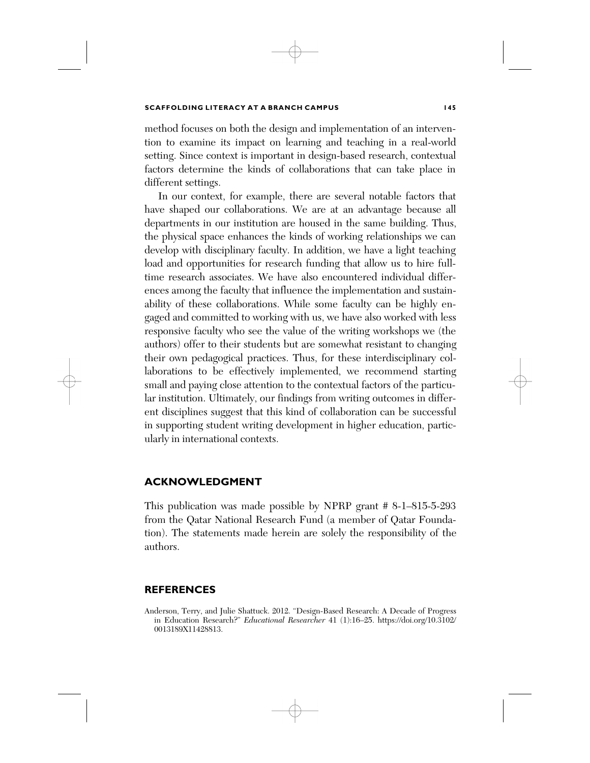method focuses on both the design and implementation of an intervention to examine its impact on learning and teaching in a real-world setting. Since context is important in design-based research, contextual factors determine the kinds of collaborations that can take place in different settings.

In our context, for example, there are several notable factors that have shaped our collaborations. We are at an advantage because all departments in our institution are housed in the same building. Thus, the physical space enhances the kinds of working relationships we can develop with disciplinary faculty. In addition, we have a light teaching load and opportunities for research funding that allow us to hire full-time research associates. We have also encountered individual differences among the faculty that influence the implementation and sustainability of these collaborations. While some faculty can be highly engaged and committed to working with us, we have also worked with less responsive faculty who see the value of the writing workshops we (the authors) offer to their students but are somewhat resistant to changing their own pedagogical practices. Thus, for these interdisciplinary collaborations to be effectively implemented, we recommend starting small and paying close attention to the contextual factors of the particular institution. Ultimately, our findings from writing outcomes in different disciplines suggest that this kind of collaboration can be successful in supporting student writing development in higher education, particularly in international contexts.

## ACKNOWLEDGMENT

This publication was made possible by NPRP grant # 8-1–815-5-293 from the Qatar National Research Fund (a member of Qatar Foundation). The statements made herein are solely the responsibility of the authors.

## REFERENCES

Anderson, Terry, and Julie Shattuck. 2012. "Design-Based Research: A Decade of Progress in Education Research?" *Educational Researcher* 41 (1):16–25. https://doi.org/10.3102/0013189X11428813.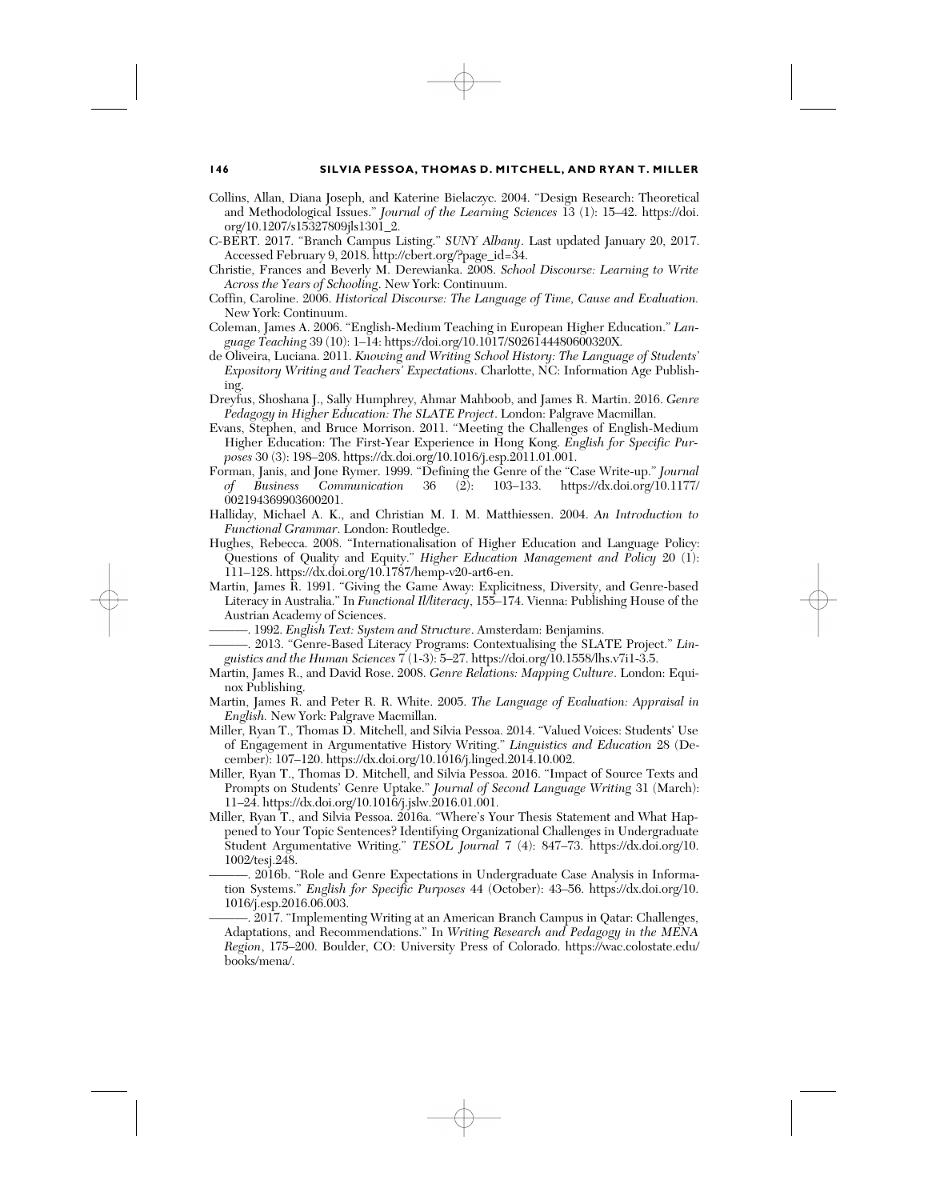Collins, Allan, Diana Joseph, and Katerine Bielaczyc. 2004. "Design Research: Theoretical and Methodological Issues." *Journal of the Learning Sciences* 13 (1): 15–42. https://doi.org/10.1207/s15327809jls1301_2.

C-BERT. 2017. "Branch Campus Listing." *SUNY Albany*. Last updated January 20, 2017. Accessed February 9, 2018. http://cbert.org/?page_id=34.

Christie, Frances and Beverly M. Derewianka. 2008. *School Discourse: Learning to Write Across the Years of Schooling*. New York: Continuum.

Coffin, Caroline. 2006. *Historical Discourse: The Language of Time, Cause and Evaluation.* New York: Continuum.

Coleman, James A. 2006. "English-Medium Teaching in European Higher Education." *Language Teaching* 39 (10): 1–14: https://doi.org/10.1017/S026144480600320X.

de Oliveira, Luciana. 2011. *Knowing and Writing School History: The Language of Students' Expository Writing and Teachers' Expectations*. Charlotte, NC: Information Age Publishing.

Dreyfus, Shoshana J., Sally Humphrey, Ahmar Mahboob, and James R. Martin. 2016. *Genre Pedagogy in Higher Education: The SLATE Project*. London: Palgrave Macmillan.

Evans, Stephen, and Bruce Morrison. 2011. "Meeting the Challenges of English-Medium Higher Education: The First-Year Experience in Hong Kong. *English for Specific Purposes* 30 (3): 198–208. https://dx.doi.org/10.1016/j.esp.2011.01.001.

Forman, Janis, and Jone Rymer. 1999. "Defining the Genre of the "Case Write-up." *Journal of Business Communication* 36 (2): 103–133. https://dx.doi.org/10.1177/002194369903600201.

Halliday, Michael A. K., and Christian M. I. M. Matthiessen. 2004. *An Introduction to Functional Grammar*. London: Routledge.

Hughes, Rebecca. 2008. "Internationalisation of Higher Education and Language Policy: Questions of Quality and Equity." *Higher Education Management and Policy* 20 (1): 111–128. https://dx.doi.org/10.1787/hemp-v20-art6-en.

Martin, James R. 1991. "Giving the Game Away: Explicitness, Diversity, and Genre-based Literacy in Australia." In *Functional Il/literacy*, 155–174. Vienna: Publishing House of the Austrian Academy of Sciences.

———. 1992. *English Text: System and Structure*. Amsterdam: Benjamins.

———. 2013. "Genre-Based Literacy Programs: Contextualising the SLATE Project." *Linguistics and the Human Sciences* 7 (1-3): 5–27. https://doi.org/10.1558/lhs.v7i1-3.5.

Martin, James R., and David Rose. 2008. *Genre Relations: Mapping Culture*. London: Equinox Publishing.

Martin, James R. and Peter R. R. White. 2005. *The Language of Evaluation: Appraisal in English.* New York: Palgrave Macmillan.

Miller, Ryan T., Thomas D. Mitchell, and Silvia Pessoa. 2014. "Valued Voices: Students' Use of Engagement in Argumentative History Writing." *Linguistics and Education* 28 (December): 107–120. https://dx.doi.org/10.1016/j.linged.2014.10.002.

Miller, Ryan T., Thomas D. Mitchell, and Silvia Pessoa. 2016. "Impact of Source Texts and Prompts on Students' Genre Uptake." *Journal of Second Language Writing* 31 (March): 11–24. https://dx.doi.org/10.1016/j.jslw.2016.01.001.

Miller, Ryan T., and Silvia Pessoa. 2016a. "Where's Your Thesis Statement and What Happened to Your Topic Sentences? Identifying Organizational Challenges in Undergraduate Student Argumentative Writing." *TESOL Journal* 7 (4): 847–73. https://dx.doi.org/10.1002/tesj.248.

———. 2016b. "Role and Genre Expectations in Undergraduate Case Analysis in Information Systems." *English for Specific Purposes* 44 (October): 43–56. https://dx.doi.org/10.1016/j.esp.2016.06.003.

———. 2017. "Implementing Writing at an American Branch Campus in Qatar: Challenges, Adaptations, and Recommendations." In *Writing Research and Pedagogy in the MENA Region*, 175–200. Boulder, CO: University Press of Colorado. https://wac.colostate.edu/books/mena/.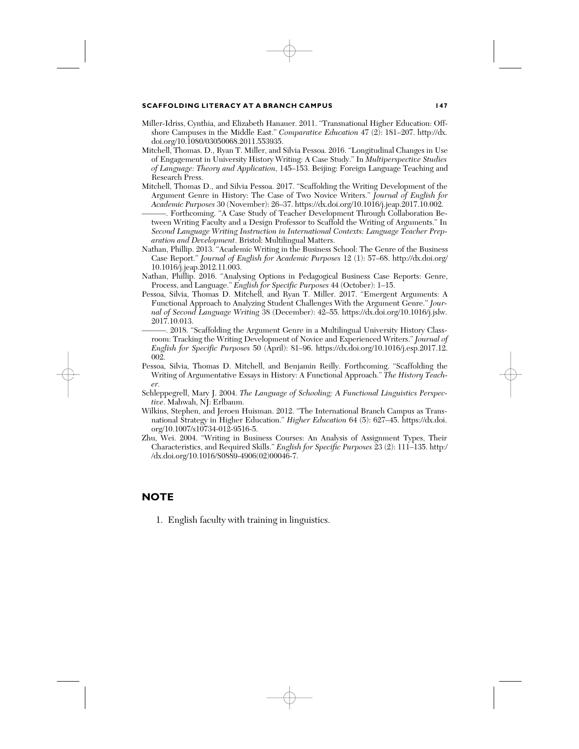Miller-Idriss, Cynthia, and Elizabeth Hanauer. 2011. "Transnational Higher Education: Offshore Campuses in the Middle East." *Comparative Education* 47 (2): 181–207. http://dx.doi.org/10.1080/03050068.2011.553935.

Mitchell, Thomas. D., Ryan T. Miller, and Silvia Pessoa. 2016. "Longitudinal Changes in Use of Engagement in University History Writing: A Case Study." In *Multiperspective Studies of Language: Theory and Application*, 145–153. Beijing: Foreign Language Teaching and Research Press.

Mitchell, Thomas D., and Silvia Pessoa. 2017. "Scaffolding the Writing Development of the Argument Genre in History: The Case of Two Novice Writers." *Journal of English for Academic Purposes* 30 (November): 26–37. https://dx.doi.org/10.1016/j.jeap.2017.10.002.

———. Forthcoming. "A Case Study of Teacher Development Through Collaboration Between Writing Faculty and a Design Professor to Scaffold the Writing of Arguments." In *Second Language Writing Instruction in International Contexts: Language Teacher Preparation and Development*. Bristol: Multilingual Matters.

Nathan, Phillip. 2013. "Academic Writing in the Business School: The Genre of the Business Case Report." *Journal of English for Academic Purposes* 12 (1): 57–68. http://dx.doi.org/10.1016/j.jeap.2012.11.003.

Nathan, Phillip. 2016. "Analysing Options in Pedagogical Business Case Reports: Genre, Process, and Language." *English for Specific Purposes* 44 (October): 1–15.

Pessoa, Silvia, Thomas D. Mitchell, and Ryan T. Miller. 2017. "Emergent Arguments: A Functional Approach to Analyzing Student Challenges With the Argument Genre." *Journal of Second Language Writing* 38 (December): 42–55. https://dx.doi.org/10.1016/j.jslw.2017.10.013.

———. 2018. "Scaffolding the Argument Genre in a Multilingual University History Classroom: Tracking the Writing Development of Novice and Experienced Writers." *Journal of English for Specific Purposes* 50 (April): 81–96. https://dx.doi.org/10.1016/j.esp.2017.12.002.

Pessoa, Silvia, Thomas D. Mitchell, and Benjamin Reilly. Forthcoming. "Scaffolding the Writing of Argumentative Essays in History: A Functional Approach." *The History Teacher.*

Schleppegrell, Mary J. 2004. *The Language of Schooling: A Functional Linguistics Perspective*. Mahwah, NJ: Erlbaum.

Wilkins, Stephen, and Jeroen Huisman. 2012. "The International Branch Campus as Transnational Strategy in Higher Education." *Higher Education* 64 (5): 627–45. https://dx.doi.org/10.1007/s10734-012-9516-5.

Zhu, Wei. 2004. "Writing in Business Courses: An Analysis of Assignment Types, Their Characteristics, and Required Skills." *English for Specific Purposes* 23 (2): 111–135. http://dx.doi.org/10.1016/S0889-4906(02)00046-7.

## NOTE

1. English faculty with training in linguistics.